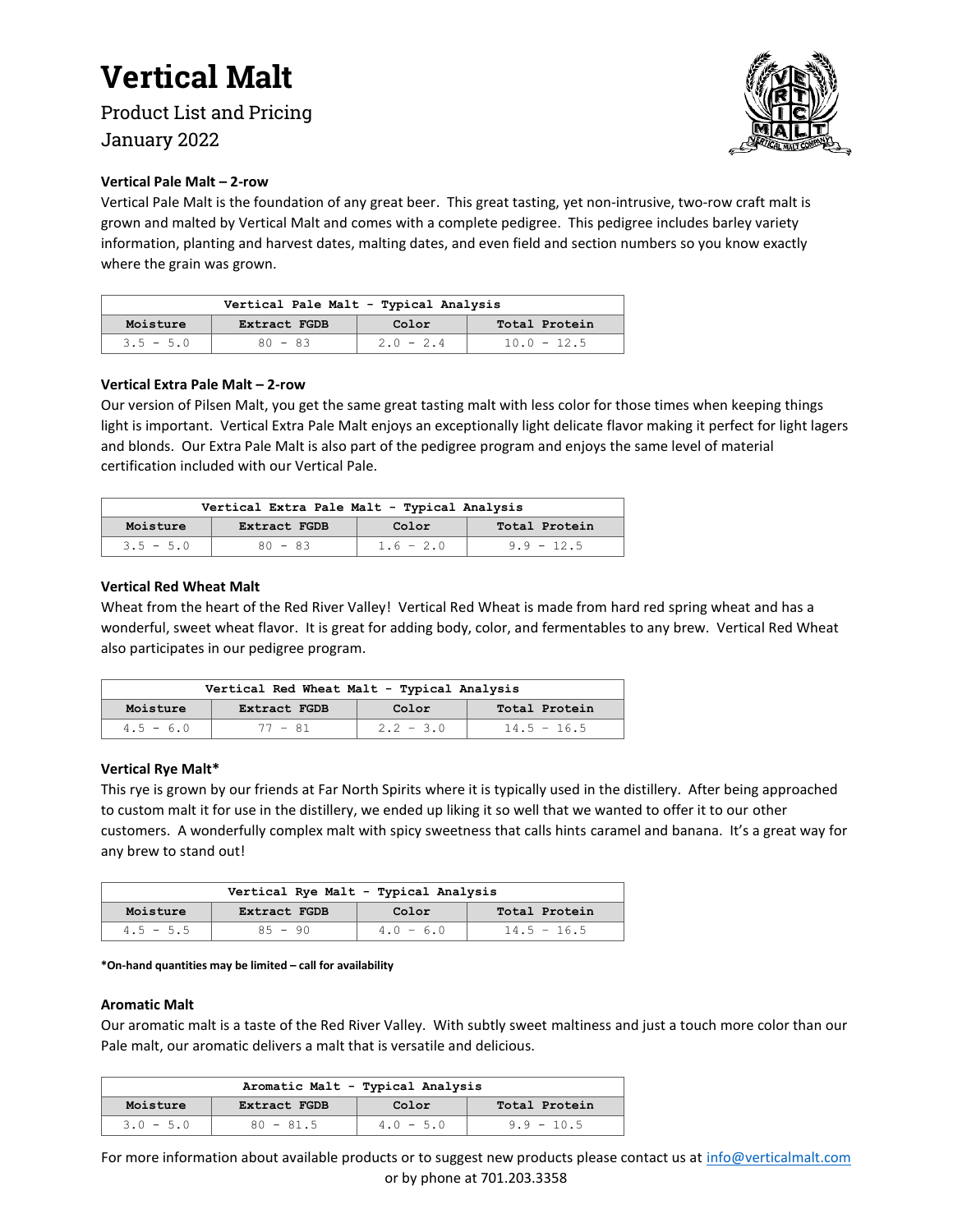# Vertical Malt

Product List and Pricing
January 2022

### Vertical Pale Malt – 2-row

Vertical Pale Malt is the foundation of any great beer. This great tasting, yet non-intrusive, two-row craft malt is grown and malted by Vertical Malt and comes with a complete pedigree. This pedigree includes barley variety information, planting and harvest dates, malting dates, and even field and section numbers so you know exactly where the grain was grown.

| Vertical Pale Malt - Typical Analysis | | | |
|---|---|---|---|
| Moisture | Extract FGDB | Color | Total Protein |
| 3.5 - 5.0 | 80 - 83 | 2.0 - 2.4 | 10.0 - 12.5 |

### Vertical Extra Pale Malt – 2-row

Our version of Pilsen Malt, you get the same great tasting malt with less color for those times when keeping things light is important. Vertical Extra Pale Malt enjoys an exceptionally light delicate flavor making it perfect for light lagers and blonds. Our Extra Pale Malt is also part of the pedigree program and enjoys the same level of material certification included with our Vertical Pale.

| Vertical Extra Pale Malt - Typical Analysis | | | |
|---|---|---|---|
| Moisture | Extract FGDB | Color | Total Protein |
| 3.5 - 5.0 | 80 - 83 | 1.6 - 2.0 | 9.9 - 12.5 |

### Vertical Red Wheat Malt

Wheat from the heart of the Red River Valley! Vertical Red Wheat is made from hard red spring wheat and has a wonderful, sweet wheat flavor. It is great for adding body, color, and fermentables to any brew. Vertical Red Wheat also participates in our pedigree program.

| Vertical Red Wheat Malt - Typical Analysis | | | |
|---|---|---|---|
| Moisture | Extract FGDB | Color | Total Protein |
| 4.5 - 6.0 | 77 - 81 | 2.2 - 3.0 | 14.5 - 16.5 |

### Vertical Rye Malt*

This rye is grown by our friends at Far North Spirits where it is typically used in the distillery. After being approached to custom malt it for use in the distillery, we ended up liking it so well that we wanted to offer it to our other customers. A wonderfully complex malt with spicy sweetness that calls hints caramel and banana. It's a great way for any brew to stand out!

| Vertical Rye Malt - Typical Analysis | | | |
|---|---|---|---|
| Moisture | Extract FGDB | Color | Total Protein |
| 4.5 - 5.5 | 85 - 90 | 4.0 - 6.0 | 14.5 - 16.5 |

**\*On-hand quantities may be limited – call for availability**

### Aromatic Malt

Our aromatic malt is a taste of the Red River Valley. With subtly sweet maltiness and just a touch more color than our Pale malt, our aromatic delivers a malt that is versatile and delicious.

| Aromatic Malt - Typical Analysis | | | |
|---|---|---|---|
| Moisture | Extract FGDB | Color | Total Protein |
| 3.0 - 5.0 | 80 - 81.5 | 4.0 - 5.0 | 9.9 - 10.5 |

For more information about available products or to suggest new products please contact us at info@verticalmalt.com or by phone at 701.203.3358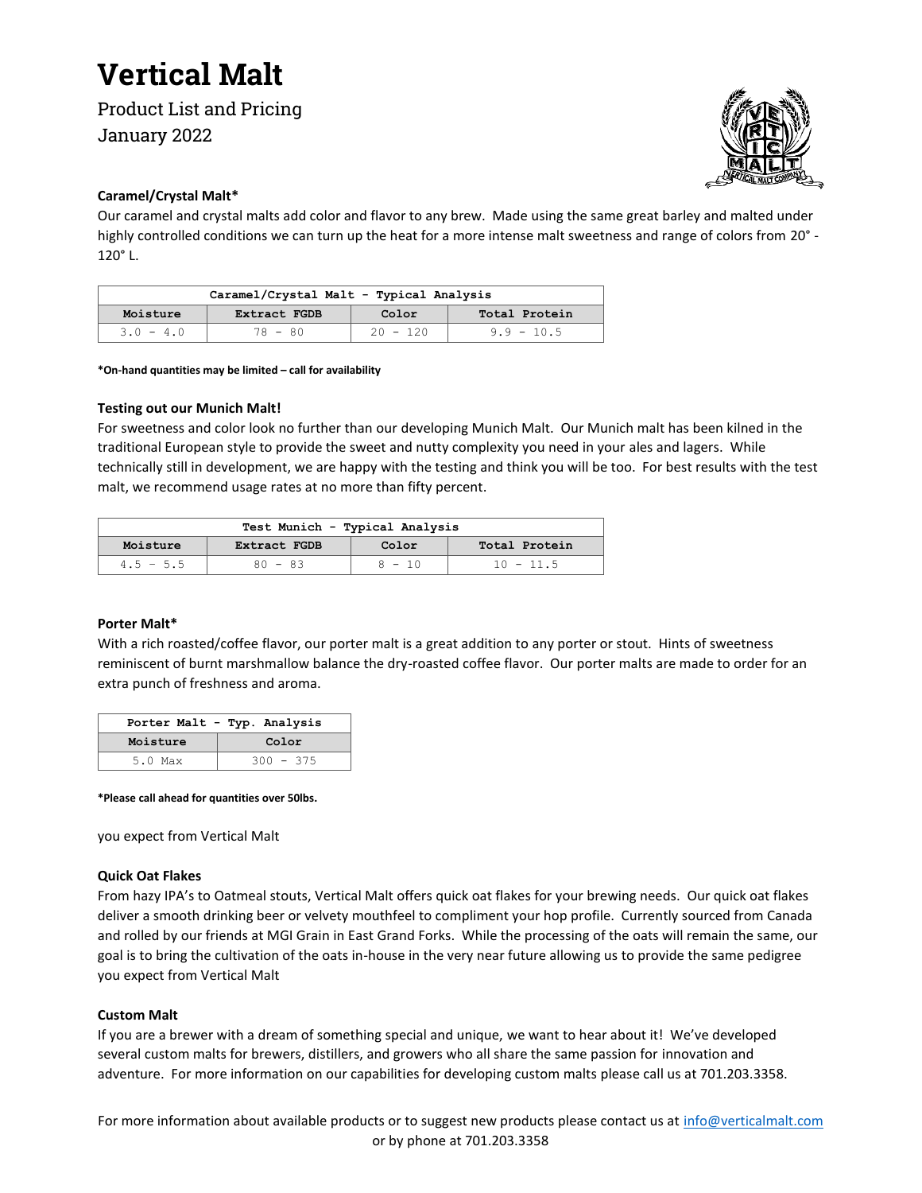# Vertical Malt

Product List and Pricing
January 2022

**Caramel/Crystal Malt***

Our caramel and crystal malts add color and flavor to any brew. Made using the same great barley and malted under highly controlled conditions we can turn up the heat for a more intense malt sweetness and range of colors from 20° - 120° L.

| Caramel/Crystal Malt - Typical Analysis | | | |
|---|---|---|---|
| Moisture | Extract FGDB | Color | Total Protein |
| 3.0 - 4.0 | 78 - 80 | 20 - 120 | 9.9 - 10.5 |

***On-hand quantities may be limited – call for availability**

**Testing out our Munich Malt!**

For sweetness and color look no further than our developing Munich Malt. Our Munich malt has been kilned in the traditional European style to provide the sweet and nutty complexity you need in your ales and lagers. While technically still in development, we are happy with the testing and think you will be too. For best results with the test malt, we recommend usage rates at no more than fifty percent.

| Test Munich - Typical Analysis | | | |
|---|---|---|---|
| Moisture | Extract FGDB | Color | Total Protein |
| 4.5 - 5.5 | 80 - 83 | 8 - 10 | 10 - 11.5 |

**Porter Malt***

With a rich roasted/coffee flavor, our porter malt is a great addition to any porter or stout. Hints of sweetness reminiscent of burnt marshmallow balance the dry-roasted coffee flavor. Our porter malts are made to order for an extra punch of freshness and aroma.

| Porter Malt - Typ. Analysis | |
|---|---|
| Moisture | Color |
| 5.0 Max | 300 - 375 |

***Please call ahead for quantities over 50lbs.**

you expect from Vertical Malt

**Quick Oat Flakes**

From hazy IPA's to Oatmeal stouts, Vertical Malt offers quick oat flakes for your brewing needs. Our quick oat flakes deliver a smooth drinking beer or velvety mouthfeel to compliment your hop profile. Currently sourced from Canada and rolled by our friends at MGI Grain in East Grand Forks. While the processing of the oats will remain the same, our goal is to bring the cultivation of the oats in-house in the very near future allowing us to provide the same pedigree you expect from Vertical Malt

**Custom Malt**

If you are a brewer with a dream of something special and unique, we want to hear about it! We've developed several custom malts for brewers, distillers, and growers who all share the same passion for innovation and adventure. For more information on our capabilities for developing custom malts please call us at 701.203.3358.

For more information about available products or to suggest new products please contact us at info@verticalmalt.com or by phone at 701.203.3358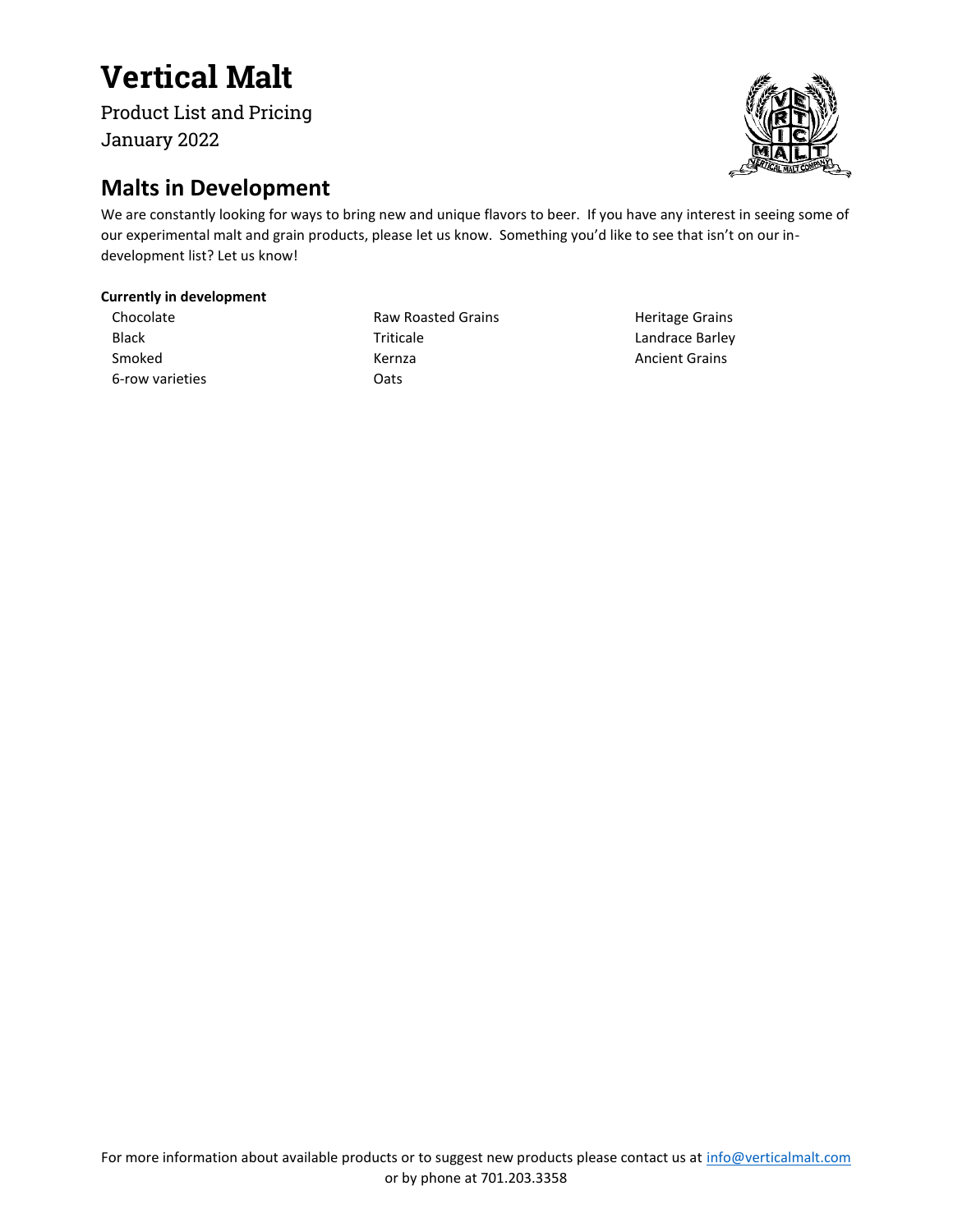# Vertical Malt

Product List and Pricing
January 2022

## Malts in Development

We are constantly looking for ways to bring new and unique flavors to beer. If you have any interest in seeing some of our experimental malt and grain products, please let us know. Something you'd like to see that isn't on our in-development list? Let us know!

**Currently in development**

- Chocolate
- Black
- Smoked
- 6-row varieties
- Raw Roasted Grains
- Triticale
- Kernza
- Oats
- Heritage Grains
- Landrace Barley
- Ancient Grains

For more information about available products or to suggest new products please contact us at info@verticalmalt.com or by phone at 701.203.3358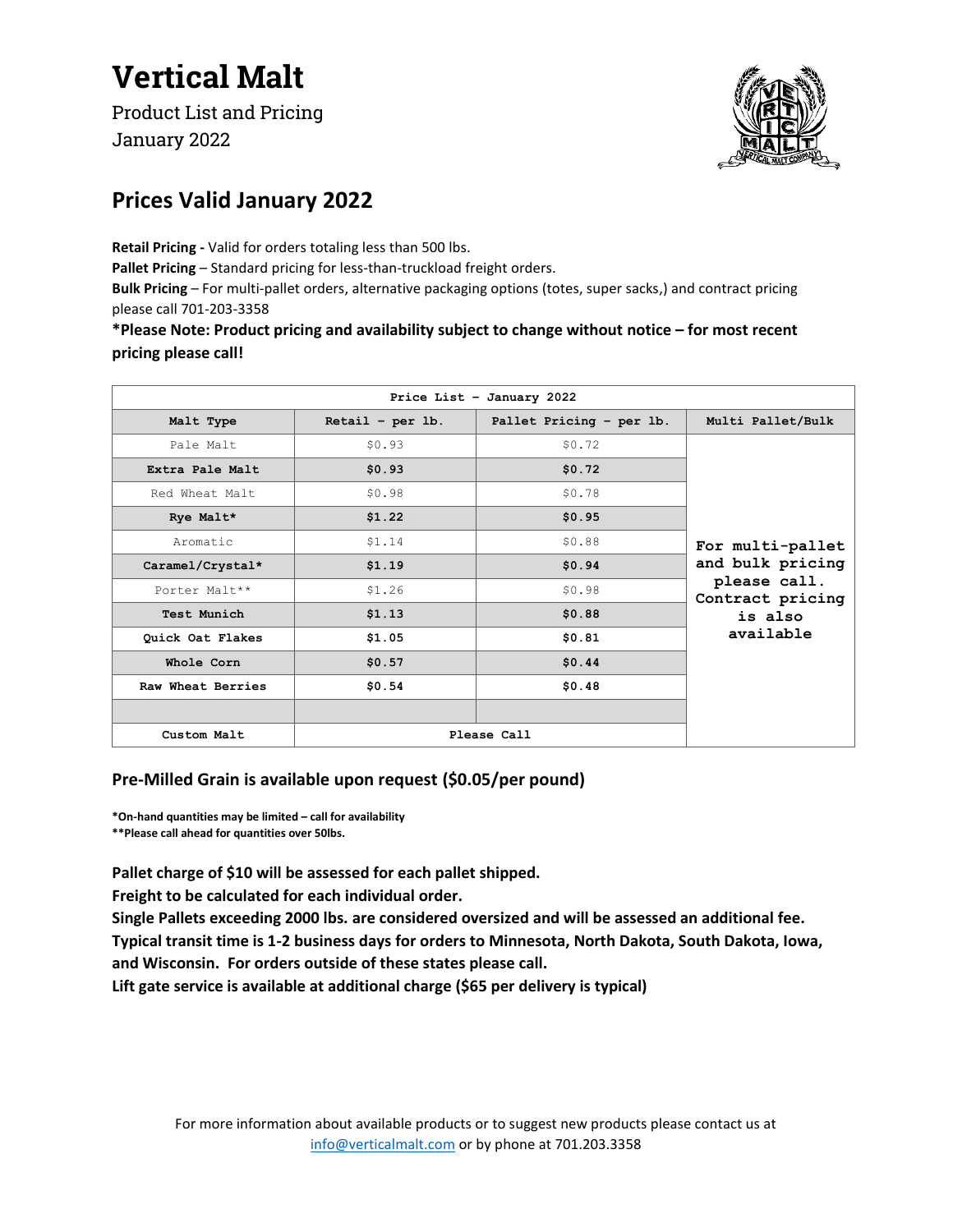# Vertical Malt

Product List and Pricing
January 2022

## Prices Valid January 2022

**Retail Pricing -** Valid for orders totaling less than 500 lbs.
**Pallet Pricing** – Standard pricing for less-than-truckload freight orders.
**Bulk Pricing** – For multi-pallet orders, alternative packaging options (totes, super sacks,) and contract pricing please call 701-203-3358

**\*Please Note: Product pricing and availability subject to change without notice – for most recent pricing please call!**

| Price List – January 2022 | | | |
|---|---|---|---|
| **Malt Type** | **Retail – per lb.** | **Pallet Pricing – per lb.** | **Multi Pallet/Bulk** |
| Pale Malt | $0.93 | $0.72 | **For multi-pallet and bulk pricing please call. Contract pricing is also available** |
| **Extra Pale Malt** | **$0.93** | **$0.72** | |
| Red Wheat Malt | $0.98 | $0.78 | |
| **Rye Malt\*** | **$1.22** | **$0.95** | |
| Aromatic | $1.14 | $0.88 | |
| **Caramel/Crystal\*** | **$1.19** | **$0.94** | |
| Porter Malt\*\* | $1.26 | $0.98 | |
| **Test Munich** | **$1.13** | **$0.88** | |
| **Quick Oat Flakes** | **$1.05** | **$0.81** | |
| **Whole Corn** | **$0.57** | **$0.44** | |
| **Raw Wheat Berries** | **$0.54** | **$0.48** | |
| | | | |
| **Custom Malt** | **Please Call** | | |

### Pre-Milled Grain is available upon request ($0.05/per pound)

**\*On-hand quantities may be limited – call for availability**
**\*\*Please call ahead for quantities over 50lbs.**

**Pallet charge of $10 will be assessed for each pallet shipped.**
**Freight to be calculated for each individual order.**
**Single Pallets exceeding 2000 lbs. are considered oversized and will be assessed an additional fee.**
**Typical transit time is 1-2 business days for orders to Minnesota, North Dakota, South Dakota, Iowa, and Wisconsin. For orders outside of these states please call.**
**Lift gate service is available at additional charge ($65 per delivery is typical)**

For more information about available products or to suggest new products please contact us at info@verticalmalt.com or by phone at 701.203.3358